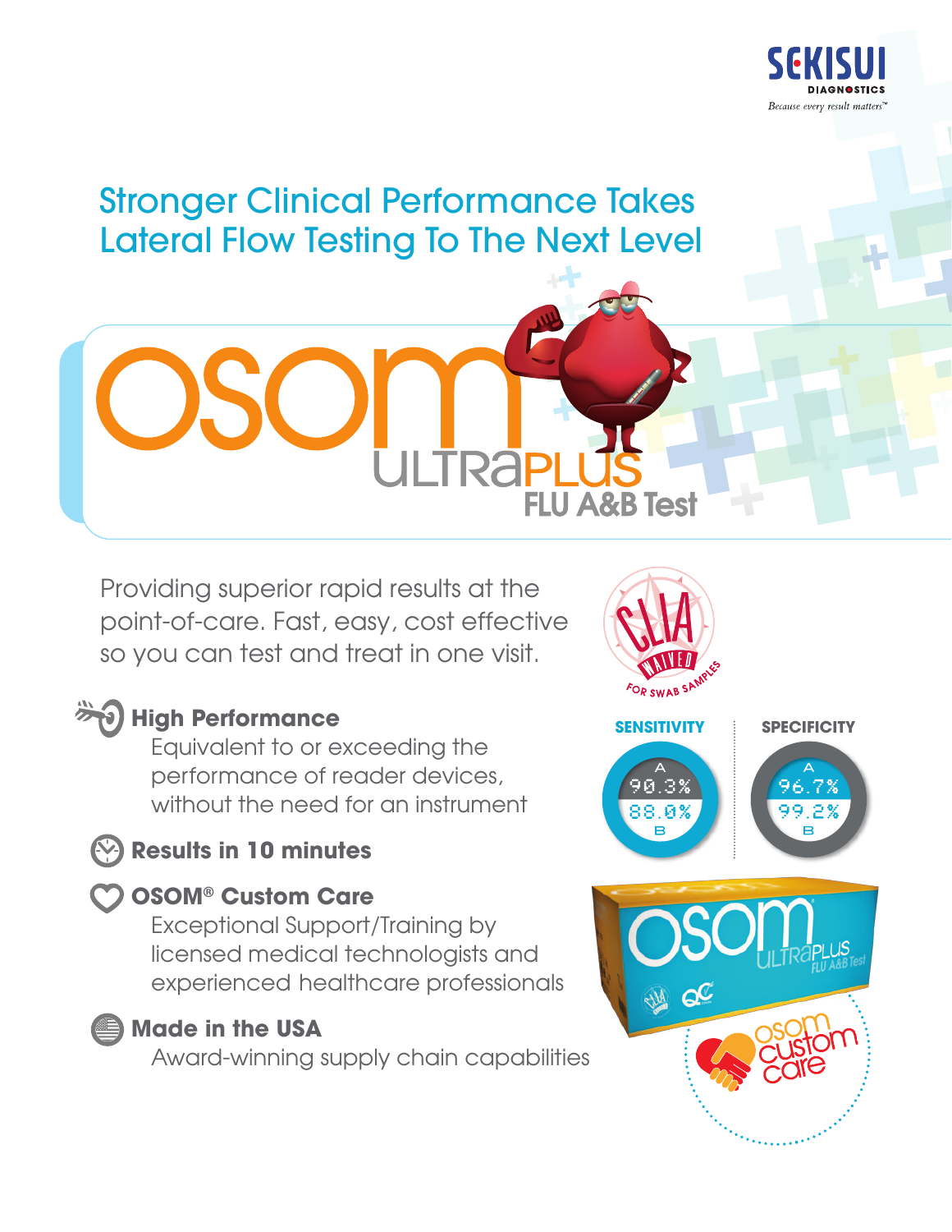SEKISUI DIAGNOSTICS
*Because every result matters™*

# Stronger Clinical Performance Takes Lateral Flow Testing To The Next Level

## osom ULTRAPLUS FLU A&B Test

Providing superior rapid results at the point-of-care. Fast, easy, cost effective so you can test and treat in one visit.

CLIA WAIVED FOR SWAB SAMPLES

### High Performance

Equivalent to or exceeding the performance of reader devices, without the need for an instrument

| | SENSITIVITY | SPECIFICITY |
|---|---|---|
| A | 90.3% | 96.7% |
| B | 88.0% | 99.2% |

### Results in 10 minutes

### OSOM® Custom Care

Exceptional Support/Training by licensed medical technologists and experienced healthcare professionals

### Made in the USA

Award-winning supply chain capabilities

osom ULTRAPLUS FLU A&B Test

osom custom care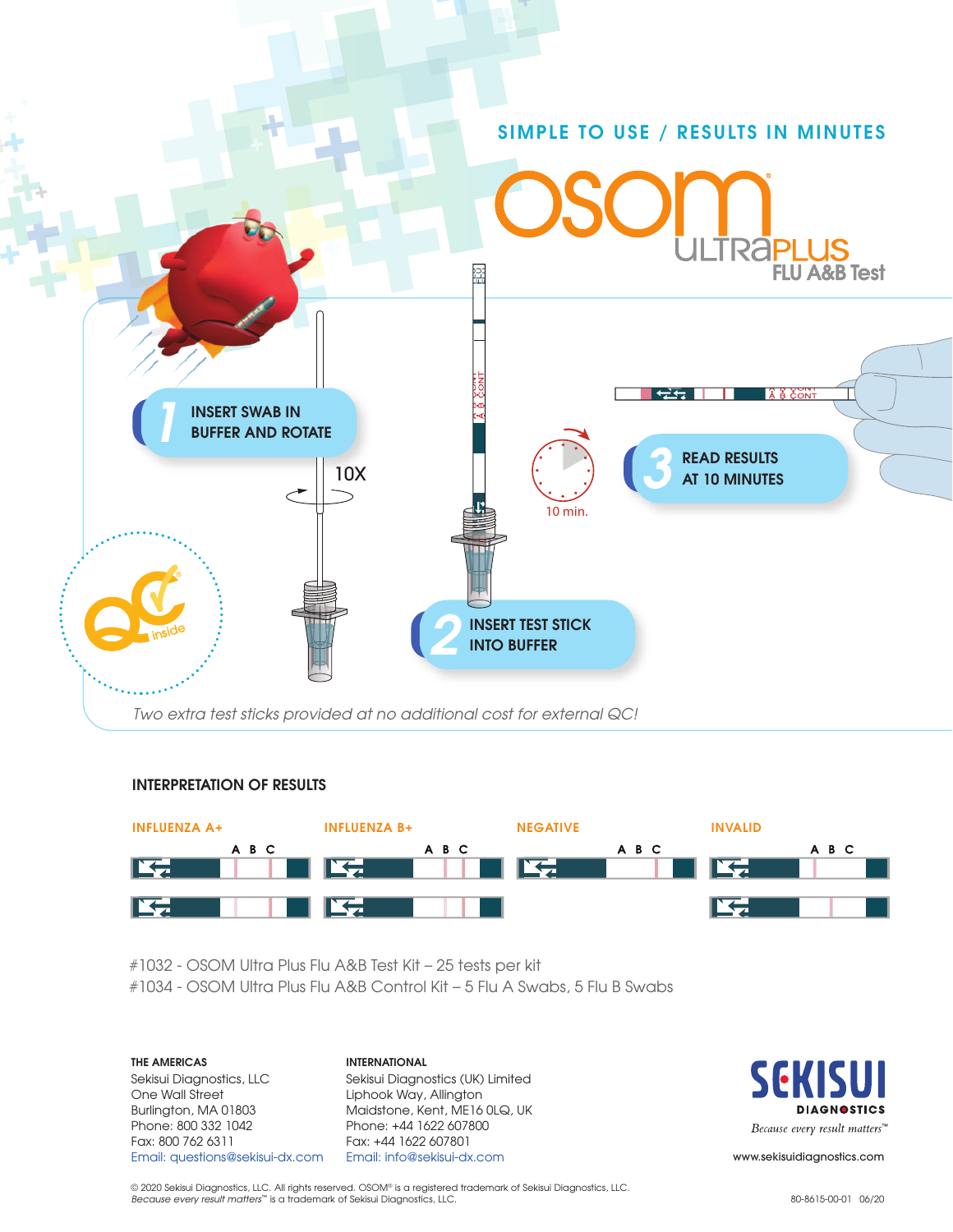SIMPLE TO USE / RESULTS IN MINUTES

# OSOM ULTRA PLUS FLU A&B Test

**1** INSERT SWAB IN BUFFER AND ROTATE

10X

**2** INSERT TEST STICK INTO BUFFER

10 min.

**3** READ RESULTS AT 10 MINUTES

QC inside

*Two extra test sticks provided at no additional cost for external QC!*

## INTERPRETATION OF RESULTS

INFLUENZA A+

A B C

INFLUENZA B+

A B C

NEGATIVE

A B C

INVALID

A B C

#1032 - OSOM Ultra Plus Flu A&B Test Kit – 25 tests per kit
#1034 - OSOM Ultra Plus Flu A&B Control Kit – 5 Flu A Swabs, 5 Flu B Swabs

**THE AMERICAS**
Sekisui Diagnostics, LLC
One Wall Street
Burlington, MA 01803
Phone: 800 332 1042
Fax: 800 762 6311
Email: questions@sekisui-dx.com

**INTERNATIONAL**
Sekisui Diagnostics (UK) Limited
Liphook Way, Allington
Maidstone, Kent, ME16 0LQ, UK
Phone: +44 1622 607800
Fax: +44 1622 607801
Email: info@sekisui-dx.com

SEKISUI DIAGNOSTICS
*Because every result matters™*
www.sekisuidiagnostics.com

© 2020 Sekisui Diagnostics, LLC. All rights reserved. OSOM® is a registered trademark of Sekisui Diagnostics, LLC.
*Because every result matters™* is a trademark of Sekisui Diagnostics, LLC.

80-8615-00-01 06/20